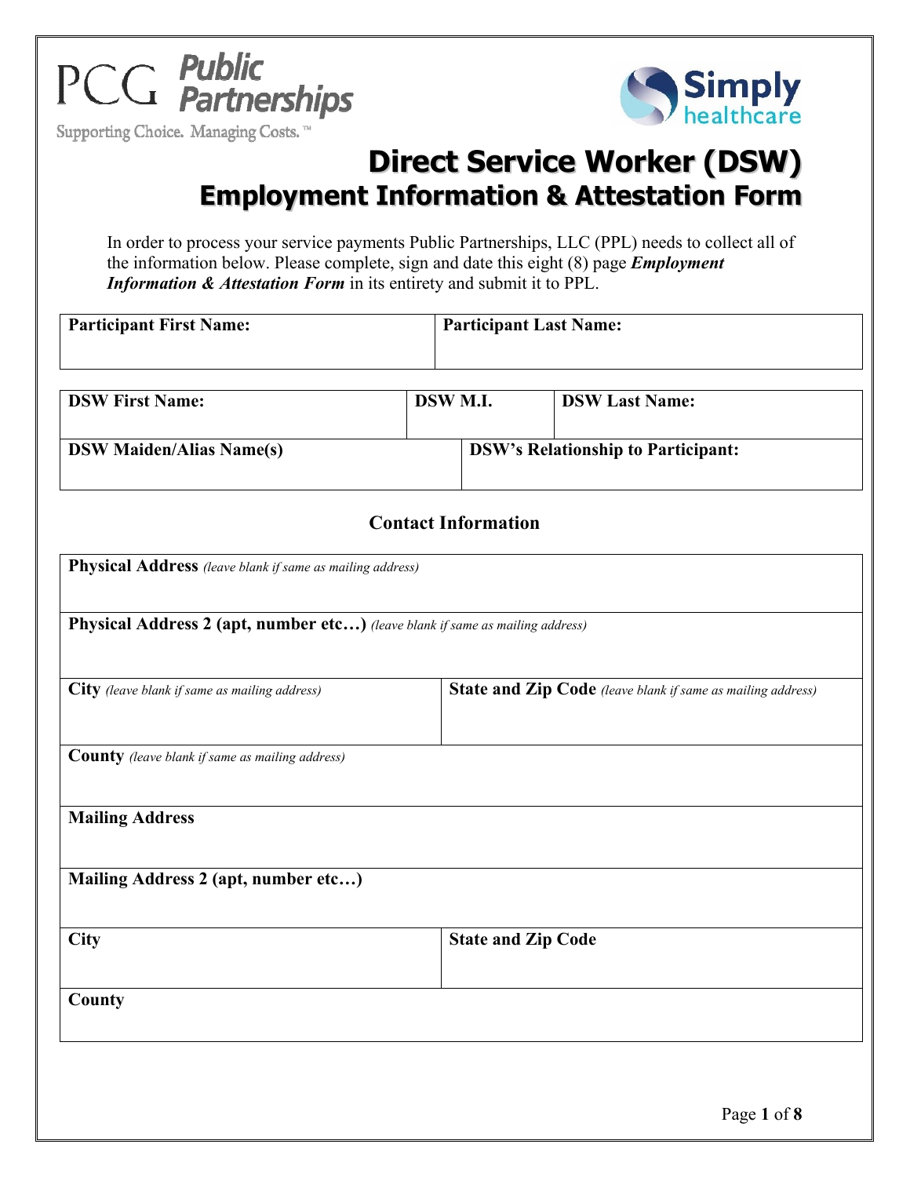PCG Public Partnerships

Supporting Choice. Managing Costs.™

Simply healthcare

# Direct Service Worker (DSW)
## Employment Information & Attestation Form

In order to process your service payments Public Partnerships, LLC (PPL) needs to collect all of the information below. Please complete, sign and date this eight (8) page ***Employment Information & Attestation Form*** in its entirety and submit it to PPL.

| **Participant First Name:** | **Participant Last Name:** |
|---|---|
| | |

| **DSW First Name:** | **DSW M.I.** | **DSW Last Name:** |
|---|---|---|
| | | |

| **DSW Maiden/Alias Name(s)** | **DSW's Relationship to Participant:** |
|---|---|
| | |

### Contact Information

| | |
|---|---|
| **Physical Address** *(leave blank if same as mailing address)* | |
| **Physical Address 2 (apt, number etc…)** *(leave blank if same as mailing address)* | |
| **City** *(leave blank if same as mailing address)* | **State and Zip Code** *(leave blank if same as mailing address)* |
| **County** *(leave blank if same as mailing address)* | |
| **Mailing Address** | |
| **Mailing Address 2 (apt, number etc…)** | |
| **City** | **State and Zip Code** |
| **County** | |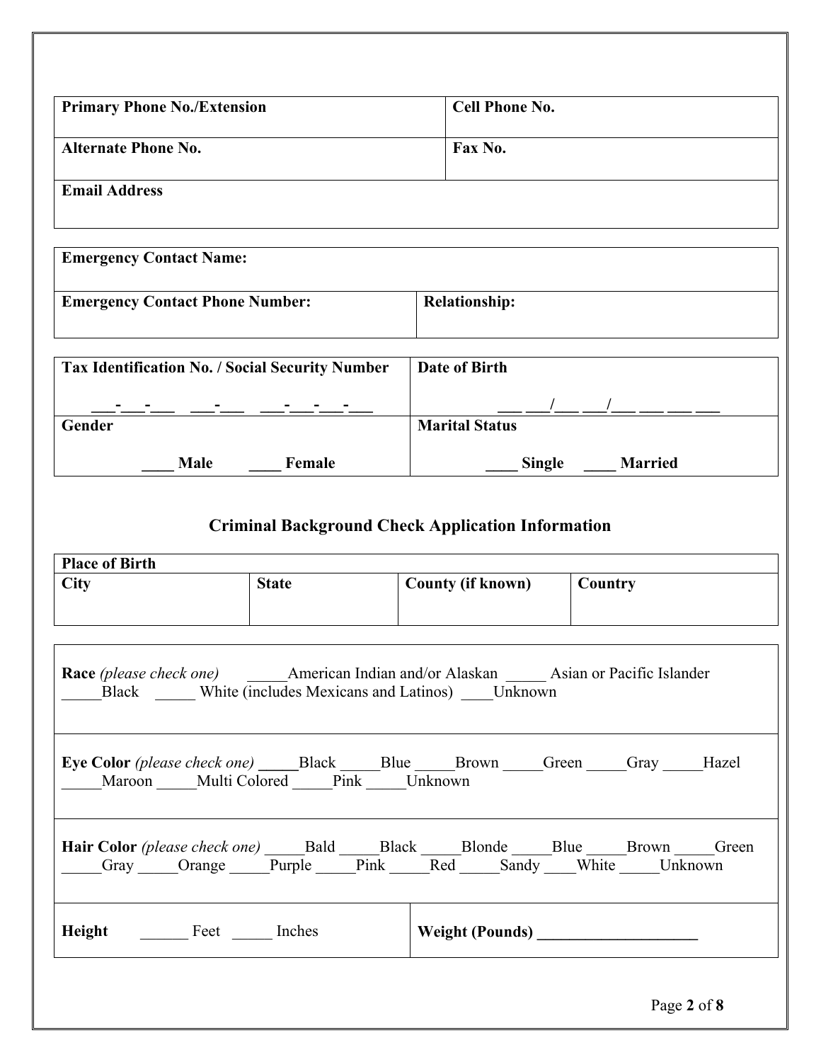| **Primary Phone No./Extension** | **Cell Phone No.** |
|---|---|
| **Alternate Phone No.** | **Fax No.** |
| **Email Address** | |

| **Emergency Contact Name:** | |
|---|---|
| **Emergency Contact Phone Number:** | **Relationship:** |

| **Tax Identification No. / Social Security Number** | **Date of Birth** |
|---|---|
| ___-___-___ ___-___ ___-___-___-___ | ___ ___/___ ___/___ ___ ___ ___ |
| **Gender** | **Marital Status** |
| **____ Male ____ Female** | **____ Single ____ Married** |

## Criminal Background Check Application Information

| **Place of Birth** | | | |
|---|---|---|---|
| **City** | **State** | **County (if known)** | **Country** |
| | | | |

**Race** *(please check one)* _____American Indian and/or Alaskan _____ Asian or Pacific Islander _____Black _____ White (includes Mexicans and Latinos) ____Unknown

**Eye Color** *(please check one)* _____Black _____Blue _____Brown _____Green _____Gray _____Hazel _____Maroon _____Multi Colored _____Pink _____Unknown

**Hair Color** *(please check one)* _____Bald _____Black _____Blonde _____Blue _____Brown _____Green _____Gray _____Orange _____Purple _____Pink _____Red _____Sandy ____White _____Unknown

| **Height** ______ Feet _____ Inches | **Weight (Pounds)** ____________________ |
|---|---|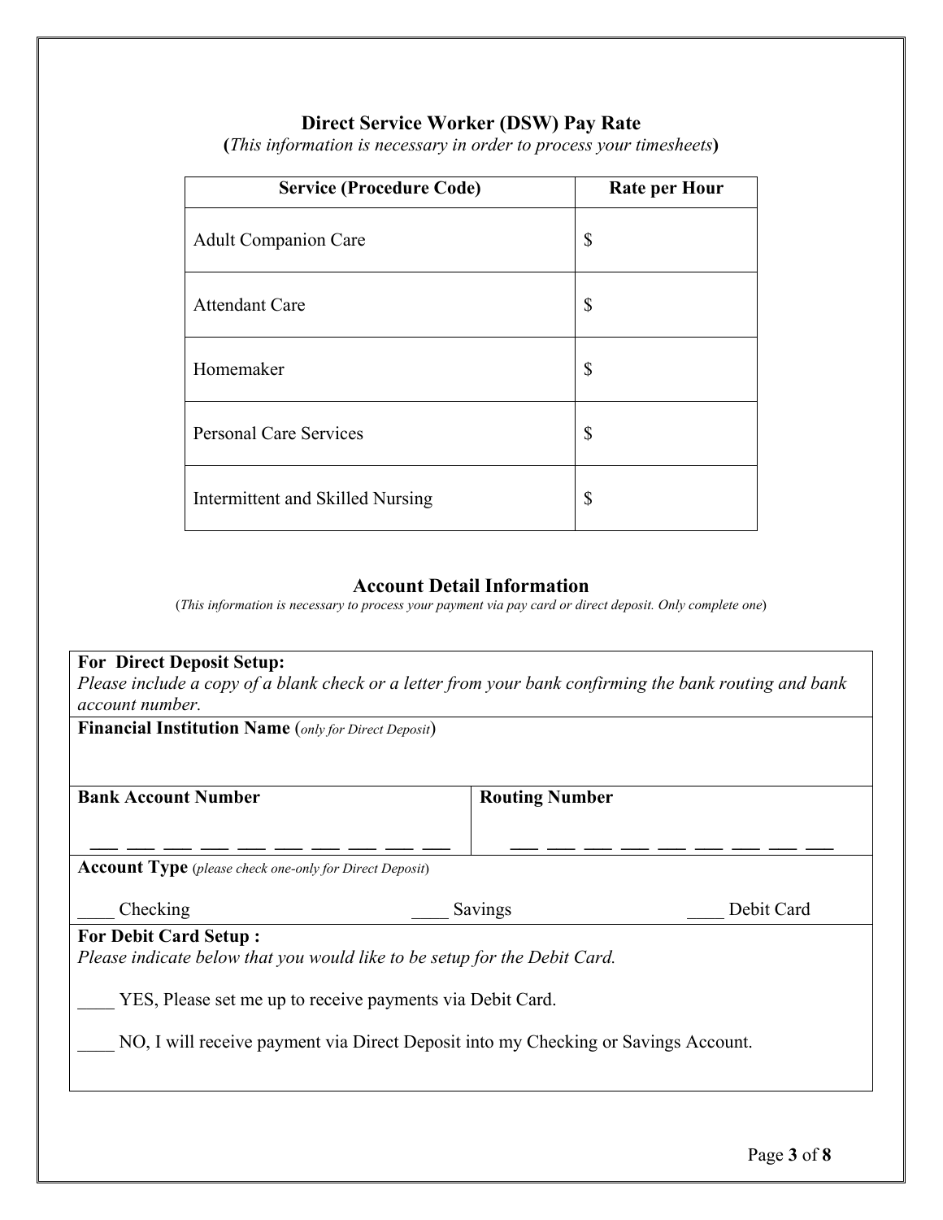## Direct Service Worker (DSW) Pay Rate

**(***This information is necessary in order to process your timesheets***)**

| Service (Procedure Code) | Rate per Hour |
|---|---|
| Adult Companion Care | $ |
| Attendant Care | $ |
| Homemaker | $ |
| Personal Care Services | $ |
| Intermittent and Skilled Nursing | $ |

## Account Detail Information

(*This information is necessary to process your payment via pay card or direct deposit. Only complete one*)

**For Direct Deposit Setup:**
*Please include a copy of a blank check or a letter from your bank confirming the bank routing and bank account number.*

**Financial Institution Name** (*only for Direct Deposit*)

| **Bank Account Number** | **Routing Number** |
|---|---|
| ___ ___ ___ ___ ___ ___ ___ ___ ___ ___ | ___ ___ ___ ___ ___ ___ ___ ___ ___ |

**Account Type** (*please check one-only for Direct Deposit*)

____ Checking ____ Savings ____ Debit Card

**For Debit Card Setup :**
*Please indicate below that you would like to be setup for the Debit Card.*

____ YES, Please set me up to receive payments via Debit Card.

____ NO, I will receive payment via Direct Deposit into my Checking or Savings Account.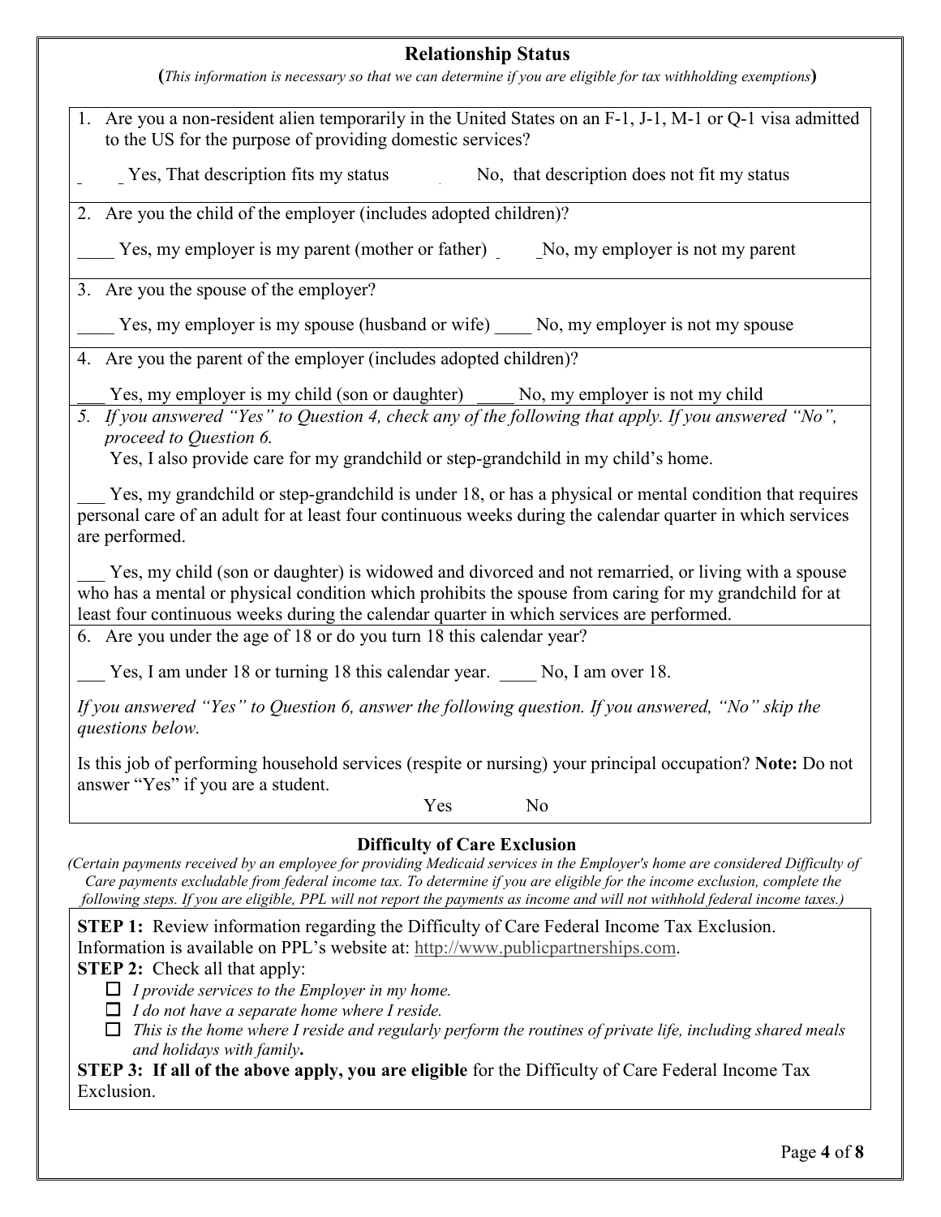## Relationship Status

(*This information is necessary so that we can determine if you are eligible for tax withholding exemptions*)

1. Are you a non-resident alien temporarily in the United States on an F-1, J-1, M-1 or Q-1 visa admitted to the US for the purpose of providing domestic services?

   ___ Yes, That description fits my status ___ No, that description does not fit my status

2. Are you the child of the employer (includes adopted children)?

   ____ Yes, my employer is my parent (mother or father) ___ No, my employer is not my parent

3. Are you the spouse of the employer?

   ____ Yes, my employer is my spouse (husband or wife) ____ No, my employer is not my spouse

4. Are you the parent of the employer (includes adopted children)?

   ___ Yes, my employer is my child (son or daughter) ____ No, my employer is not my child

5. *If you answered "Yes" to Question 4, check any of the following that apply. If you answered "No", proceed to Question 6.*

   Yes, I also provide care for my grandchild or step-grandchild in my child's home.

   ___ Yes, my grandchild or step-grandchild is under 18, or has a physical or mental condition that requires personal care of an adult for at least four continuous weeks during the calendar quarter in which services are performed.

   ___ Yes, my child (son or daughter) is widowed and divorced and not remarried, or living with a spouse who has a mental or physical condition which prohibits the spouse from caring for my grandchild for at least four continuous weeks during the calendar quarter in which services are performed.

6. Are you under the age of 18 or do you turn 18 this calendar year?

   ___ Yes, I am under 18 or turning 18 this calendar year. ____ No, I am over 18.

   *If you answered "Yes" to Question 6, answer the following question. If you answered, "No" skip the questions below.*

   Is this job of performing household services (respite or nursing) your principal occupation? **Note:** Do not answer "Yes" if you are a student.

   Yes No

## Difficulty of Care Exclusion

*(Certain payments received by an employee for providing Medicaid services in the Employer's home are considered Difficulty of Care payments excludable from federal income tax. To determine if you are eligible for the income exclusion, complete the following steps. If you are eligible, PPL will not report the payments as income and will not withhold federal income taxes.)*

**STEP 1:** Review information regarding the Difficulty of Care Federal Income Tax Exclusion. Information is available on PPL's website at: http://www.publicpartnerships.com.

**STEP 2:** Check all that apply:

- ☐ *I provide services to the Employer in my home.*
- ☐ *I do not have a separate home where I reside.*
- ☐ *This is the home where I reside and regularly perform the routines of private life, including shared meals and holidays with family***.**

**STEP 3: If all of the above apply, you are eligible** for the Difficulty of Care Federal Income Tax Exclusion.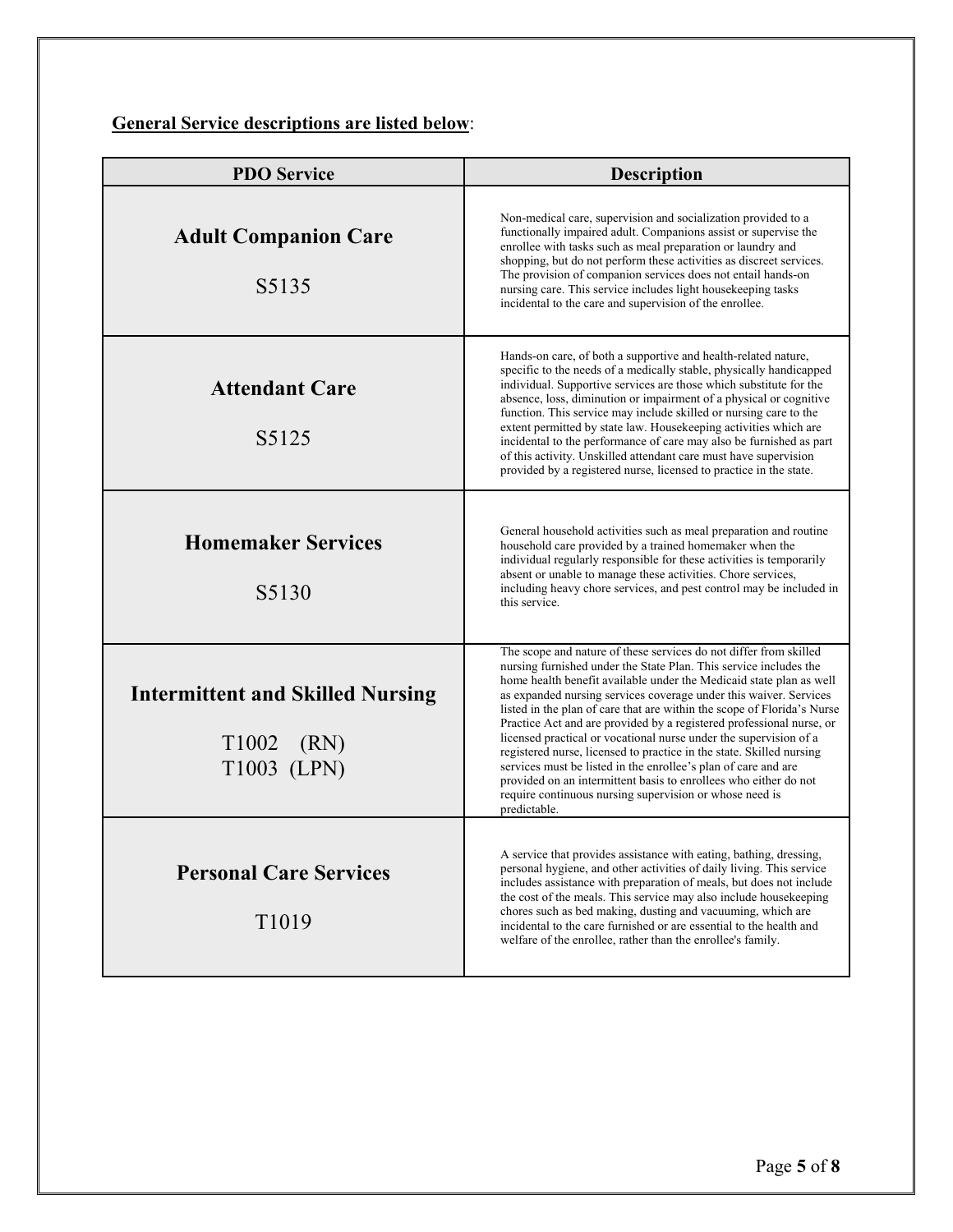**General Service descriptions are listed below**:

| PDO Service | Description |
|---|---|
| **Adult Companion Care**<br><br>S5135 | Non-medical care, supervision and socialization provided to a functionally impaired adult. Companions assist or supervise the enrollee with tasks such as meal preparation or laundry and shopping, but do not perform these activities as discreet services. The provision of companion services does not entail hands-on nursing care. This service includes light housekeeping tasks incidental to the care and supervision of the enrollee. |
| **Attendant Care**<br><br>S5125 | Hands-on care, of both a supportive and health-related nature, specific to the needs of a medically stable, physically handicapped individual. Supportive services are those which substitute for the absence, loss, diminution or impairment of a physical or cognitive function. This service may include skilled or nursing care to the extent permitted by state law. Housekeeping activities which are incidental to the performance of care may also be furnished as part of this activity. Unskilled attendant care must have supervision provided by a registered nurse, licensed to practice in the state. |
| **Homemaker Services**<br><br>S5130 | General household activities such as meal preparation and routine household care provided by a trained homemaker when the individual regularly responsible for these activities is temporarily absent or unable to manage these activities. Chore services, including heavy chore services, and pest control may be included in this service. |
| **Intermittent and Skilled Nursing**<br><br>T1002 (RN)<br>T1003 (LPN) | The scope and nature of these services do not differ from skilled nursing furnished under the State Plan. This service includes the home health benefit available under the Medicaid state plan as well as expanded nursing services coverage under this waiver. Services listed in the plan of care that are within the scope of Florida's Nurse Practice Act and are provided by a registered professional nurse, or licensed practical or vocational nurse under the supervision of a registered nurse, licensed to practice in the state. Skilled nursing services must be listed in the enrollee's plan of care and are provided on an intermittent basis to enrollees who either do not require continuous nursing supervision or whose need is predictable. |
| **Personal Care Services**<br><br>T1019 | A service that provides assistance with eating, bathing, dressing, personal hygiene, and other activities of daily living. This service includes assistance with preparation of meals, but does not include the cost of the meals. This service may also include housekeeping chores such as bed making, dusting and vacuuming, which are incidental to the care furnished or are essential to the health and welfare of the enrollee, rather than the enrollee's family. |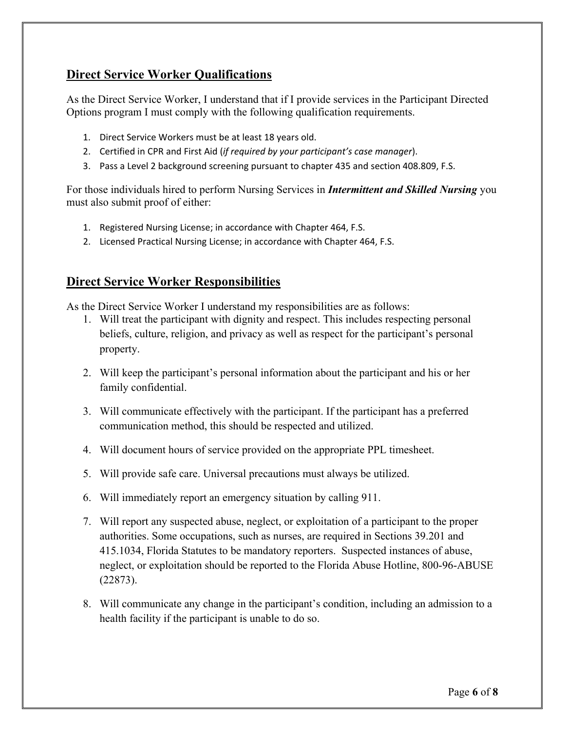## Direct Service Worker Qualifications

As the Direct Service Worker, I understand that if I provide services in the Participant Directed Options program I must comply with the following qualification requirements.

1. Direct Service Workers must be at least 18 years old.
2. Certified in CPR and First Aid (*if required by your participant's case manager*).
3. Pass a Level 2 background screening pursuant to chapter 435 and section 408.809, F.S.

For those individuals hired to perform Nursing Services in ***Intermittent and Skilled Nursing*** you must also submit proof of either:

1. Registered Nursing License; in accordance with Chapter 464, F.S.
2. Licensed Practical Nursing License; in accordance with Chapter 464, F.S.

## Direct Service Worker Responsibilities

As the Direct Service Worker I understand my responsibilities are as follows:

1. Will treat the participant with dignity and respect. This includes respecting personal beliefs, culture, religion, and privacy as well as respect for the participant's personal property.
2. Will keep the participant's personal information about the participant and his or her family confidential.
3. Will communicate effectively with the participant. If the participant has a preferred communication method, this should be respected and utilized.
4. Will document hours of service provided on the appropriate PPL timesheet.
5. Will provide safe care. Universal precautions must always be utilized.
6. Will immediately report an emergency situation by calling 911.
7. Will report any suspected abuse, neglect, or exploitation of a participant to the proper authorities. Some occupations, such as nurses, are required in Sections 39.201 and 415.1034, Florida Statutes to be mandatory reporters. Suspected instances of abuse, neglect, or exploitation should be reported to the Florida Abuse Hotline, 800-96-ABUSE (22873).
8. Will communicate any change in the participant's condition, including an admission to a health facility if the participant is unable to do so.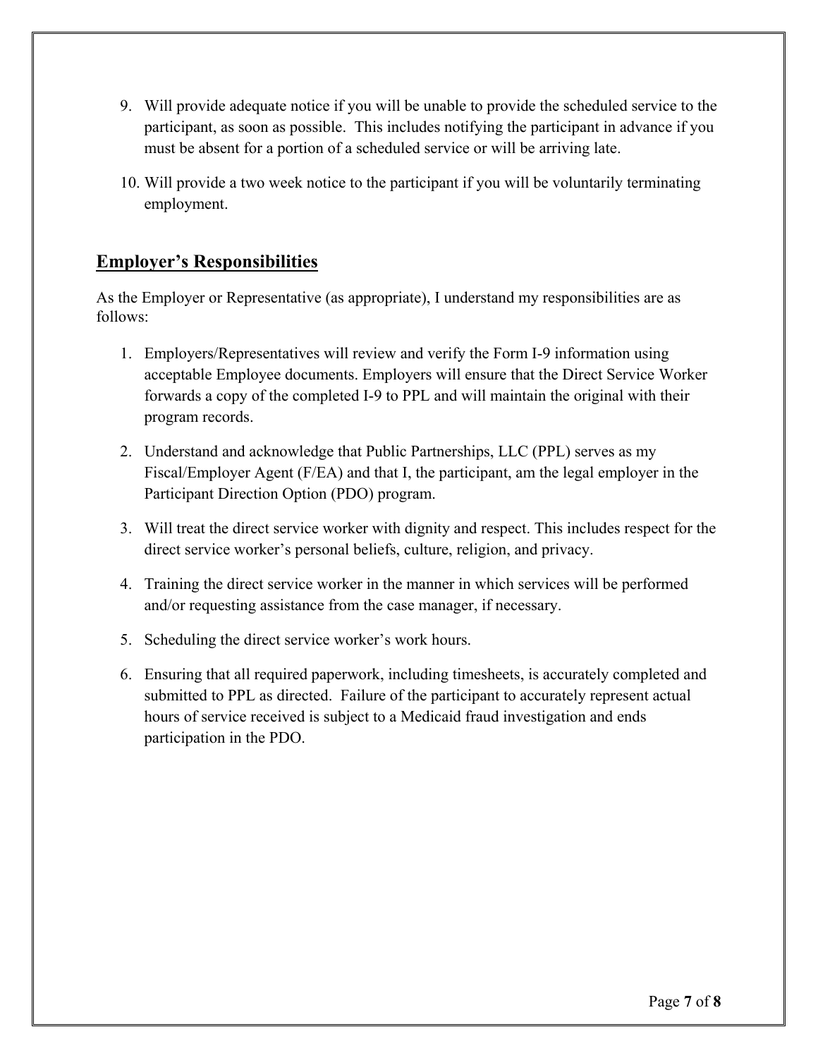9. Will provide adequate notice if you will be unable to provide the scheduled service to the participant, as soon as possible. This includes notifying the participant in advance if you must be absent for a portion of a scheduled service or will be arriving late.

10. Will provide a two week notice to the participant if you will be voluntarily terminating employment.

## Employer's Responsibilities

As the Employer or Representative (as appropriate), I understand my responsibilities are as follows:

1. Employers/Representatives will review and verify the Form I-9 information using acceptable Employee documents. Employers will ensure that the Direct Service Worker forwards a copy of the completed I-9 to PPL and will maintain the original with their program records.

2. Understand and acknowledge that Public Partnerships, LLC (PPL) serves as my Fiscal/Employer Agent (F/EA) and that I, the participant, am the legal employer in the Participant Direction Option (PDO) program.

3. Will treat the direct service worker with dignity and respect. This includes respect for the direct service worker's personal beliefs, culture, religion, and privacy.

4. Training the direct service worker in the manner in which services will be performed and/or requesting assistance from the case manager, if necessary.

5. Scheduling the direct service worker's work hours.

6. Ensuring that all required paperwork, including timesheets, is accurately completed and submitted to PPL as directed. Failure of the participant to accurately represent actual hours of service received is subject to a Medicaid fraud investigation and ends participation in the PDO.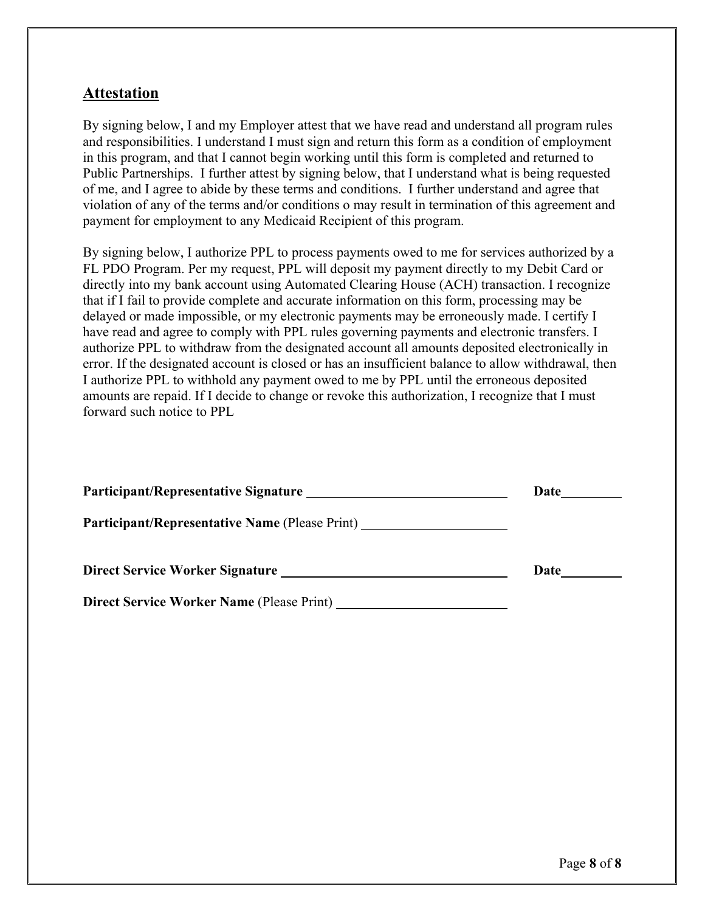## Attestation

By signing below, I and my Employer attest that we have read and understand all program rules and responsibilities. I understand I must sign and return this form as a condition of employment in this program, and that I cannot begin working until this form is completed and returned to Public Partnerships. I further attest by signing below, that I understand what is being requested of me, and I agree to abide by these terms and conditions. I further understand and agree that violation of any of the terms and/or conditions o may result in termination of this agreement and payment for employment to any Medicaid Recipient of this program.

By signing below, I authorize PPL to process payments owed to me for services authorized by a FL PDO Program. Per my request, PPL will deposit my payment directly to my Debit Card or directly into my bank account using Automated Clearing House (ACH) transaction. I recognize that if I fail to provide complete and accurate information on this form, processing may be delayed or made impossible, or my electronic payments may be erroneously made. I certify I have read and agree to comply with PPL rules governing payments and electronic transfers. I authorize PPL to withdraw from the designated account all amounts deposited electronically in error. If the designated account is closed or has an insufficient balance to allow withdrawal, then I authorize PPL to withhold any payment owed to me by PPL until the erroneous deposited amounts are repaid. If I decide to change or revoke this authorization, I recognize that I must forward such notice to PPL

**Participant/Representative Signature** ______________________________ **Date**_________

**Participant/Representative Name** (Please Print) ______________________

**Direct Service Worker Signature** _________________________________ **Date**_________

**Direct Service Worker Name** (Please Print) _________________________